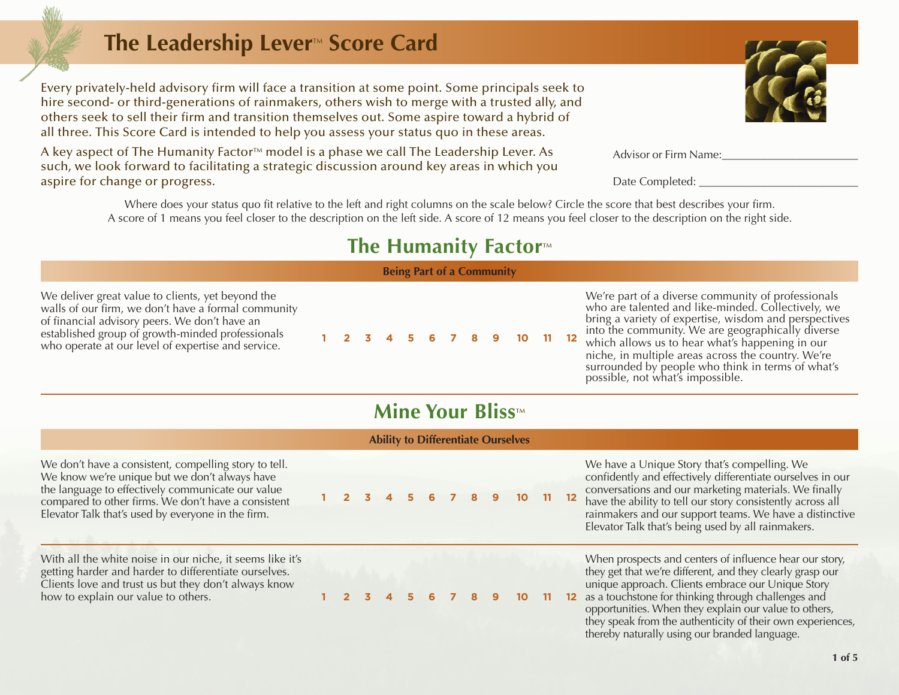# The Leadership Lever™ Score Card

Every privately-held advisory firm will face a transition at some point. Some principals seek to hire second- or third-generations of rainmakers, others wish to merge with a trusted ally, and others seek to sell their firm and transition themselves out. Some aspire toward a hybrid of all three. This Score Card is intended to help you assess your status quo in these areas.

A key aspect of The Humanity Factor™ model is a phase we call The Leadership Lever. As such, we look forward to facilitating a strategic discussion around key areas in which you aspire for change or progress.

Advisor or Firm Name:______________________

Date Completed: __________________________

Where does your status quo fit relative to the left and right columns on the scale below? Circle the score that best describes your firm. A score of 1 means you feel closer to the description on the left side. A score of 12 means you feel closer to the description on the right side.

## The Humanity Factor™

### Being Part of a Community

| Left | Score | Right |
|---|---|---|
| We deliver great value to clients, yet beyond the walls of our firm, we don't have a formal community of financial advisory peers. We don't have an established group of growth-minded professionals who operate at our level of expertise and service. | 1 2 3 4 5 6 7 8 9 10 11 12 | We're part of a diverse community of professionals who are talented and like-minded. Collectively, we bring a variety of expertise, wisdom and perspectives into the community. We are geographically diverse which allows us to hear what's happening in our niche, in multiple areas across the country. We're surrounded by people who think in terms of what's possible, not what's impossible. |

## Mine Your Bliss™

### Ability to Differentiate Ourselves

| Left | Score | Right |
|---|---|---|
| We don't have a consistent, compelling story to tell. We know we're unique but we don't always have the language to effectively communicate our value compared to other firms. We don't have a consistent Elevator Talk that's used by everyone in the firm. | 1 2 3 4 5 6 7 8 9 10 11 12 | We have a Unique Story that's compelling. We confidently and effectively differentiate ourselves in our conversations and our marketing materials. We finally have the ability to tell our story consistently across all rainmakers and our support teams. We have a distinctive Elevator Talk that's being used by all rainmakers. |
| With all the white noise in our niche, it seems like it's getting harder and harder to differentiate ourselves. Clients love and trust us but they don't always know how to explain our value to others. | 1 2 3 4 5 6 7 8 9 10 11 12 | When prospects and centers of influence hear our story, they get that we're different, and they clearly grasp our unique approach. Clients embrace our Unique Story as a touchstone for thinking through challenges and opportunities. When they explain our value to others, they speak from the authenticity of their own experiences, thereby naturally using our branded language. |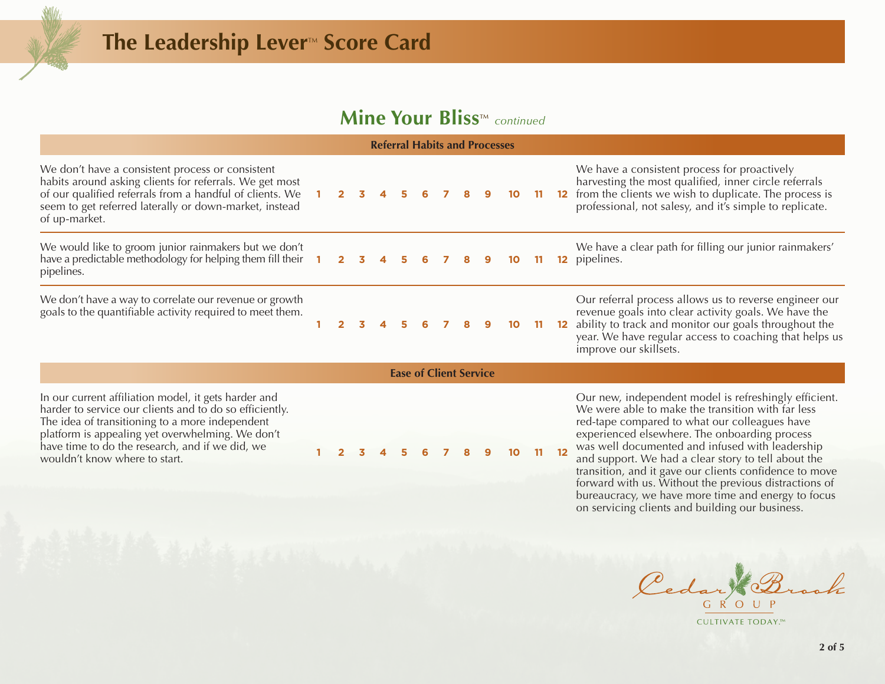# The Leadership Lever™ Score Card

## Mine Your Bliss™ *continued*

### Referral Habits and Processes

| | | |
|---|---|---|
| We don't have a consistent process or consistent habits around asking clients for referrals. We get most of our qualified referrals from a handful of clients. We seem to get referred laterally or down-market, instead of up-market. | 1 2 3 4 5 6 7 8 9 10 11 12 | We have a consistent process for proactively harvesting the most qualified, inner circle referrals from the clients we wish to duplicate. The process is professional, not salesy, and it's simple to replicate. |
| We would like to groom junior rainmakers but we don't have a predictable methodology for helping them fill their pipelines. | 1 2 3 4 5 6 7 8 9 10 11 12 | We have a clear path for filling our junior rainmakers' pipelines. |
| We don't have a way to correlate our revenue or growth goals to the quantifiable activity required to meet them. | 1 2 3 4 5 6 7 8 9 10 11 12 | Our referral process allows us to reverse engineer our revenue goals into clear activity goals. We have the ability to track and monitor our goals throughout the year. We have regular access to coaching that helps us improve our skillsets. |

### Ease of Client Service

| | | |
|---|---|---|
| In our current affiliation model, it gets harder and harder to service our clients and to do so efficiently. The idea of transitioning to a more independent platform is appealing yet overwhelming. We don't have time to do the research, and if we did, we wouldn't know where to start. | 1 2 3 4 5 6 7 8 9 10 11 12 | Our new, independent model is refreshingly efficient. We were able to make the transition with far less red-tape compared to what our colleagues have experienced elsewhere. The onboarding process was well documented and infused with leadership and support. We had a clear story to tell about the transition, and it gave our clients confidence to move forward with us. Without the previous distractions of bureaucracy, we have more time and energy to focus on servicing clients and building our business. |

Cedar Brook GROUP

CULTIVATE TODAY.™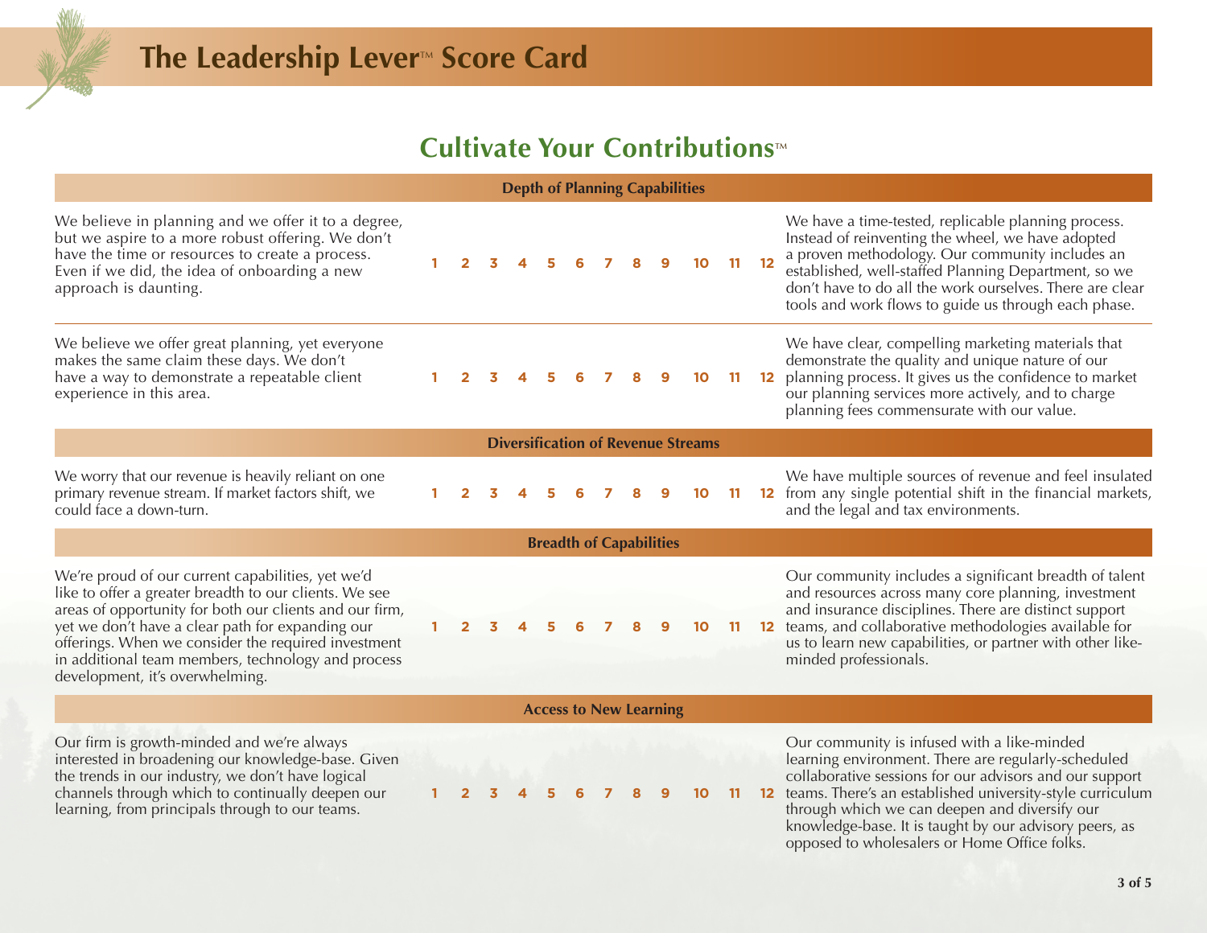# The Leadership Lever™ Score Card

## Cultivate Your Contributions™

### Depth of Planning Capabilities

| | | |
|---|---|---|
| We believe in planning and we offer it to a degree, but we aspire to a more robust offering. We don't have the time or resources to create a process. Even if we did, the idea of onboarding a new approach is daunting. | 1 2 3 4 5 6 7 8 9 10 11 12 | We have a time-tested, replicable planning process. Instead of reinventing the wheel, we have adopted a proven methodology. Our community includes an established, well-staffed Planning Department, so we don't have to do all the work ourselves. There are clear tools and work flows to guide us through each phase. |
| We believe we offer great planning, yet everyone makes the same claim these days. We don't have a way to demonstrate a repeatable client experience in this area. | 1 2 3 4 5 6 7 8 9 10 11 12 | We have clear, compelling marketing materials that demonstrate the quality and unique nature of our planning process. It gives us the confidence to market our planning services more actively, and to charge planning fees commensurate with our value. |

### Diversification of Revenue Streams

| | | |
|---|---|---|
| We worry that our revenue is heavily reliant on one primary revenue stream. If market factors shift, we could face a down-turn. | 1 2 3 4 5 6 7 8 9 10 11 12 | We have multiple sources of revenue and feel insulated from any single potential shift in the financial markets, and the legal and tax environments. |

### Breadth of Capabilities

| | | |
|---|---|---|
| We're proud of our current capabilities, yet we'd like to offer a greater breadth to our clients. We see areas of opportunity for both our clients and our firm, yet we don't have a clear path for expanding our offerings. When we consider the required investment in additional team members, technology and process development, it's overwhelming. | 1 2 3 4 5 6 7 8 9 10 11 12 | Our community includes a significant breadth of talent and resources across many core planning, investment and insurance disciplines. There are distinct support teams, and collaborative methodologies available for us to learn new capabilities, or partner with other like-minded professionals. |

### Access to New Learning

| | | |
|---|---|---|
| Our firm is growth-minded and we're always interested in broadening our knowledge-base. Given the trends in our industry, we don't have logical channels through which to continually deepen our learning, from principals through to our teams. | 1 2 3 4 5 6 7 8 9 10 11 12 | Our community is infused with a like-minded learning environment. There are regularly-scheduled collaborative sessions for our advisors and our support teams. There's an established university-style curriculum through which we can deepen and diversify our knowledge-base. It is taught by our advisory peers, as opposed to wholesalers or Home Office folks. |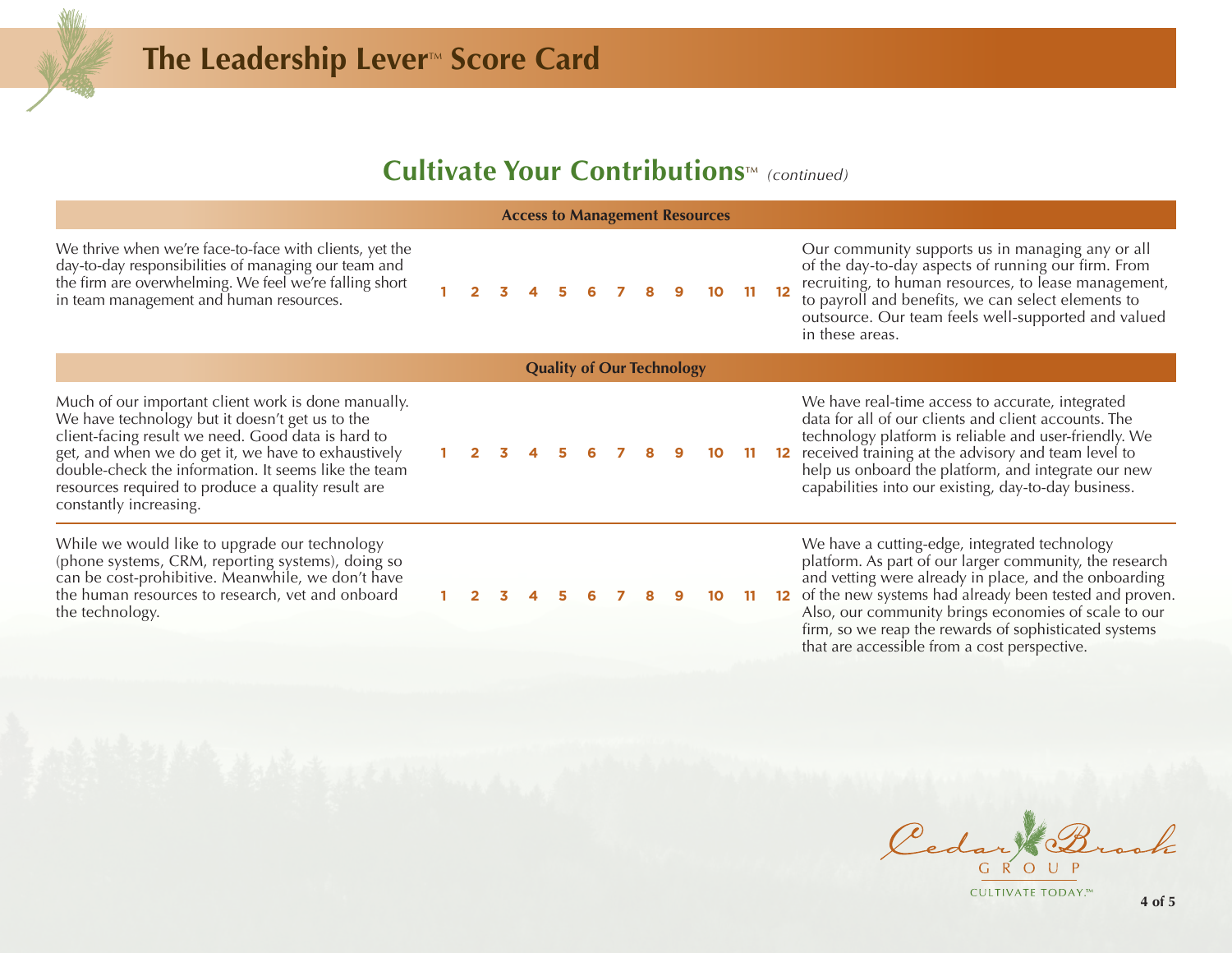# The Leadership Lever™ Score Card

## Cultivate Your Contributions™ *(continued)*

### Access to Management Resources

| | | |
|---|---|---|
| We thrive when we're face-to-face with clients, yet the day-to-day responsibilities of managing our team and the firm are overwhelming. We feel we're falling short in team management and human resources. | 1 2 3 4 5 6 7 8 9 10 11 12 | Our community supports us in managing any or all of the day-to-day aspects of running our firm. From recruiting, to human resources, to lease management, to payroll and benefits, we can select elements to outsource. Our team feels well-supported and valued in these areas. |

### Quality of Our Technology

| | | |
|---|---|---|
| Much of our important client work is done manually. We have technology but it doesn't get us to the client-facing result we need. Good data is hard to get, and when we do get it, we have to exhaustively double-check the information. It seems like the team resources required to produce a quality result are constantly increasing. | 1 2 3 4 5 6 7 8 9 10 11 12 | We have real-time access to accurate, integrated data for all of our clients and client accounts. The technology platform is reliable and user-friendly. We received training at the advisory and team level to help us onboard the platform, and integrate our new capabilities into our existing, day-to-day business. |
| While we would like to upgrade our technology (phone systems, CRM, reporting systems), doing so can be cost-prohibitive. Meanwhile, we don't have the human resources to research, vet and onboard the technology. | 1 2 3 4 5 6 7 8 9 10 11 12 | We have a cutting-edge, integrated technology platform. As part of our larger community, the research and vetting were already in place, and the onboarding of the new systems had already been tested and proven. Also, our community brings economies of scale to our firm, so we reap the rewards of sophisticated systems that are accessible from a cost perspective. |

Cedar Brook GROUP

CULTIVATE TODAY.™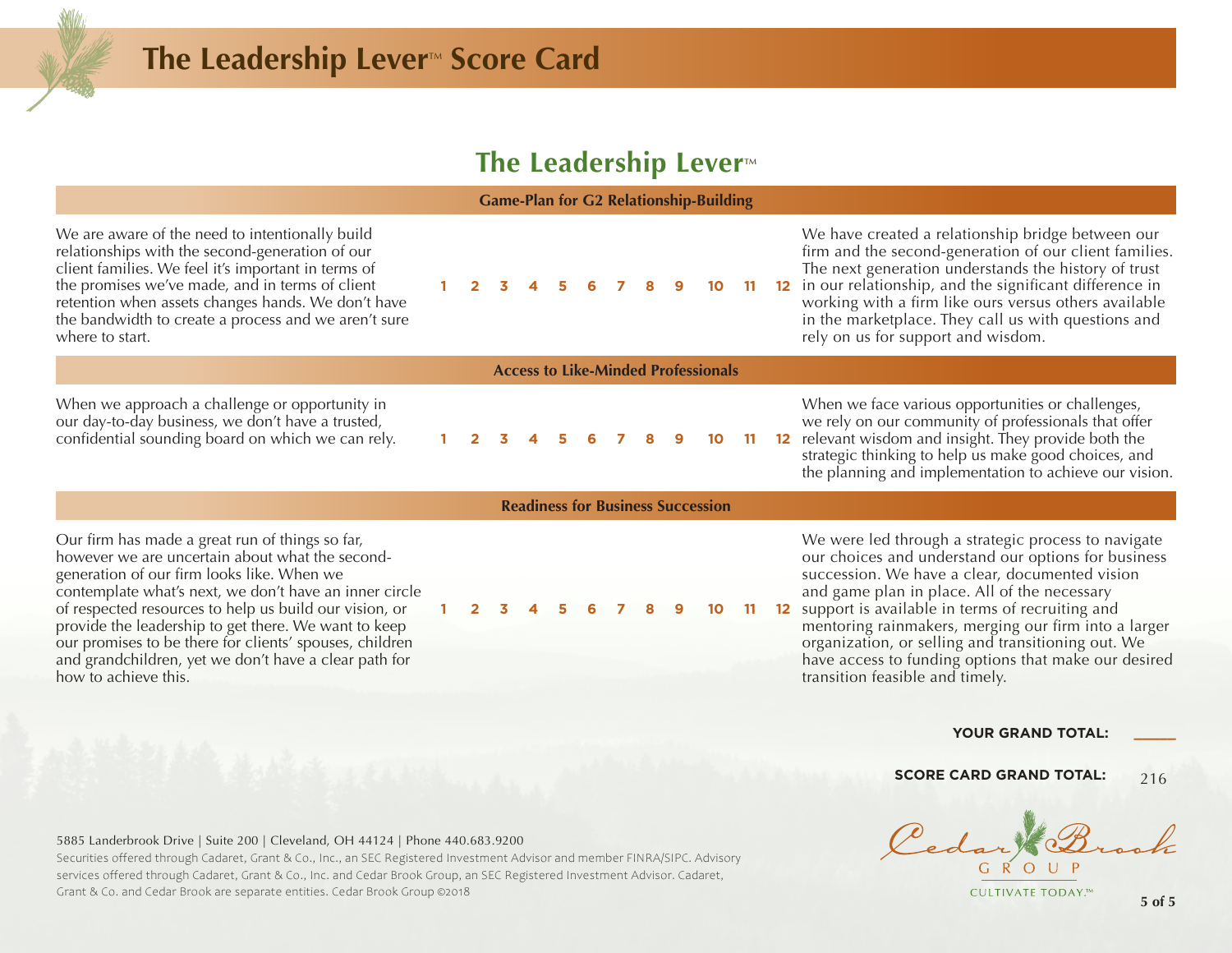# The Leadership Lever™ Score Card

## The Leadership Lever™

### Game-Plan for G2 Relationship-Building

| | | |
|---|---|---|
| We are aware of the need to intentionally build relationships with the second-generation of our client families. We feel it's important in terms of the promises we've made, and in terms of client retention when assets changes hands. We don't have the bandwidth to create a process and we aren't sure where to start. | 1 2 3 4 5 6 7 8 9 10 11 12 | We have created a relationship bridge between our firm and the second-generation of our client families. The next generation understands the history of trust in our relationship, and the significant difference in working with a firm like ours versus others available in the marketplace. They call us with questions and rely on us for support and wisdom. |

### Access to Like-Minded Professionals

| | | |
|---|---|---|
| When we approach a challenge or opportunity in our day-to-day business, we don't have a trusted, confidential sounding board on which we can rely. | 1 2 3 4 5 6 7 8 9 10 11 12 | When we face various opportunities or challenges, we rely on our community of professionals that offer relevant wisdom and insight. They provide both the strategic thinking to help us make good choices, and the planning and implementation to achieve our vision. |

### Readiness for Business Succession

| | | |
|---|---|---|
| Our firm has made a great run of things so far, however we are uncertain about what the second-generation of our firm looks like. When we contemplate what's next, we don't have an inner circle of respected resources to help us build our vision, or provide the leadership to get there. We want to keep our promises to be there for clients' spouses, children and grandchildren, yet we don't have a clear path for how to achieve this. | 1 2 3 4 5 6 7 8 9 10 11 12 | We were led through a strategic process to navigate our choices and understand our options for business succession. We have a clear, documented vision and game plan in place. All of the necessary support is available in terms of recruiting and mentoring rainmakers, merging our firm into a larger organization, or selling and transitioning out. We have access to funding options that make our desired transition feasible and timely. |

**YOUR GRAND TOTAL:** _____

**SCORE CARD GRAND TOTAL:** 216

5885 Landerbrook Drive | Suite 200 | Cleveland, OH 44124 | Phone 440.683.9200

Securities offered through Cadaret, Grant & Co., Inc., an SEC Registered Investment Advisor and member FINRA/SIPC. Advisory services offered through Cadaret, Grant & Co., Inc. and Cedar Brook Group, an SEC Registered Investment Advisor. Cadaret, Grant & Co. and Cedar Brook are separate entities. Cedar Brook Group ©2018

Cedar Brook GROUP

CULTIVATE TODAY.™